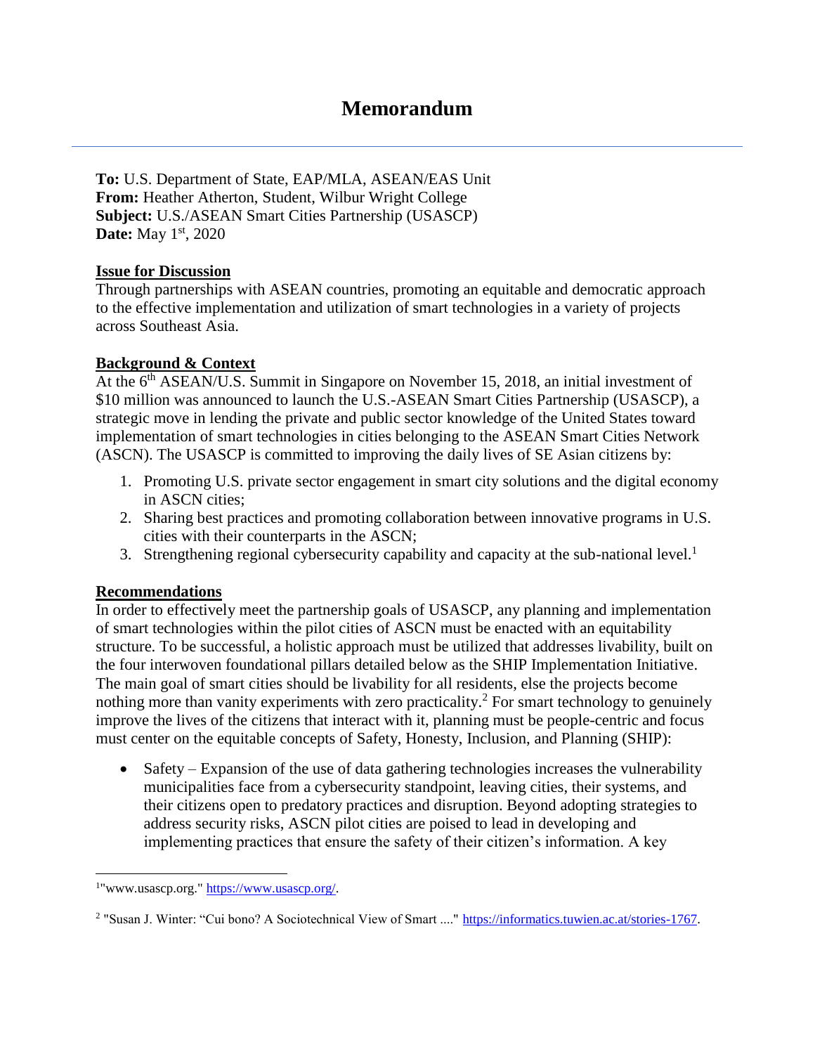# Memorandum

**To:** U.S. Department of State, EAP/MLA, ASEAN/EAS Unit
**From:** Heather Atherton, Student, Wilbur Wright College
**Subject:** U.S./ASEAN Smart Cities Partnership (USASCP)
**Date:** May 1st, 2020

**Issue for Discussion**

Through partnerships with ASEAN countries, promoting an equitable and democratic approach to the effective implementation and utilization of smart technologies in a variety of projects across Southeast Asia.

**Background & Context**

At the 6th ASEAN/U.S. Summit in Singapore on November 15, 2018, an initial investment of $10 million was announced to launch the U.S.-ASEAN Smart Cities Partnership (USASCP), a strategic move in lending the private and public sector knowledge of the United States toward implementation of smart technologies in cities belonging to the ASEAN Smart Cities Network (ASCN). The USASCP is committed to improving the daily lives of SE Asian citizens by:

1. Promoting U.S. private sector engagement in smart city solutions and the digital economy in ASCN cities;
2. Sharing best practices and promoting collaboration between innovative programs in U.S. cities with their counterparts in the ASCN;
3. Strengthening regional cybersecurity capability and capacity at the sub-national level.[1]

**Recommendations**

In order to effectively meet the partnership goals of USASCP, any planning and implementation of smart technologies within the pilot cities of ASCN must be enacted with an equitability structure. To be successful, a holistic approach must be utilized that addresses livability, built on the four interwoven foundational pillars detailed below as the SHIP Implementation Initiative. The main goal of smart cities should be livability for all residents, else the projects become nothing more than vanity experiments with zero practicality.[2] For smart technology to genuinely improve the lives of the citizens that interact with it, planning must be people-centric and focus must center on the equitable concepts of Safety, Honesty, Inclusion, and Planning (SHIP):

- Safety – Expansion of the use of data gathering technologies increases the vulnerability municipalities face from a cybersecurity standpoint, leaving cities, their systems, and their citizens open to predatory practices and disruption. Beyond adopting strategies to address security risks, ASCN pilot cities are poised to lead in developing and implementing practices that ensure the safety of their citizen's information. A key

---

[1] "www.usascp.org." https://www.usascp.org/.

[2] "Susan J. Winter: "Cui bono? A Sociotechnical View of Smart ...." https://informatics.tuwien.ac.at/stories-1767.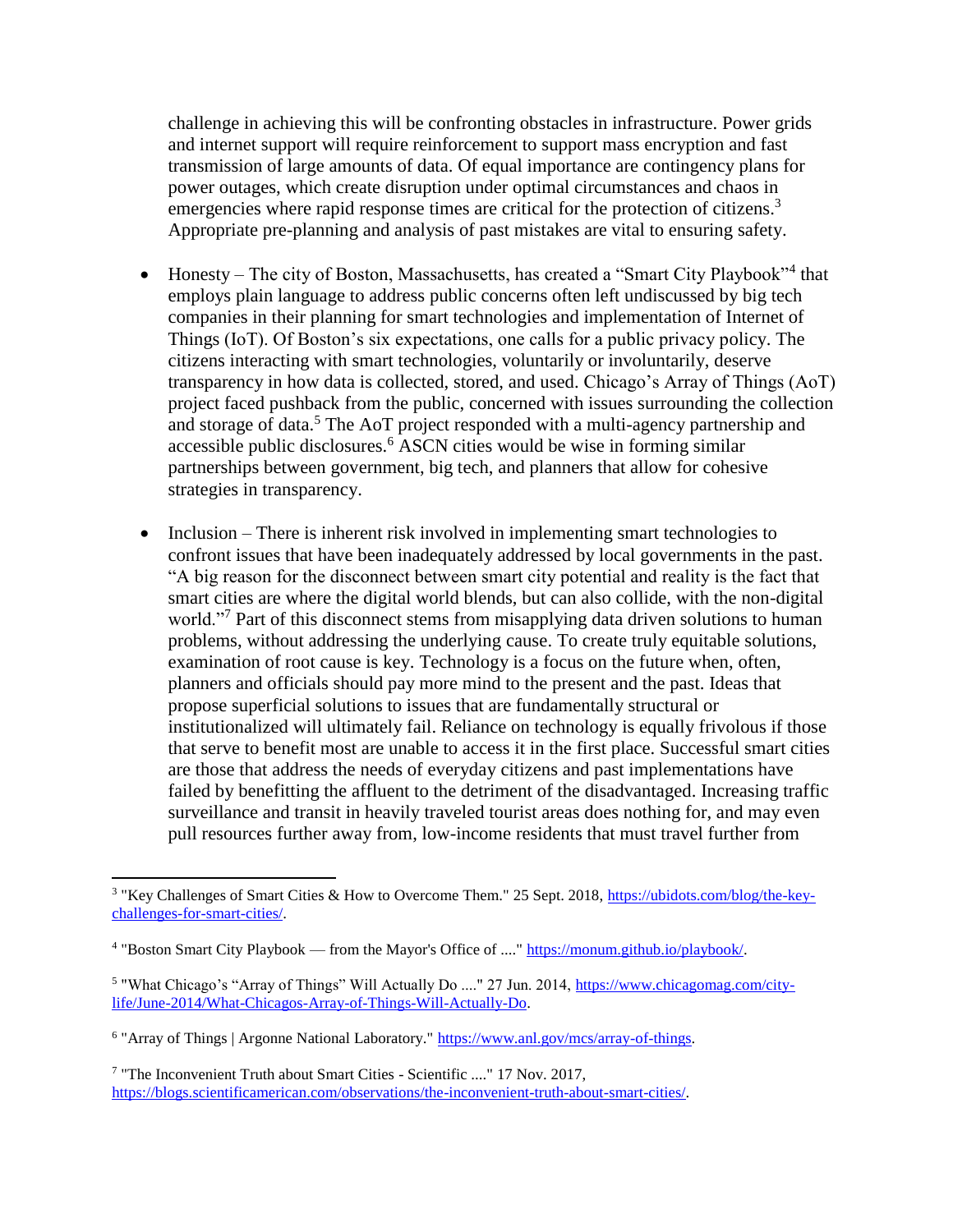challenge in achieving this will be confronting obstacles in infrastructure. Power grids and internet support will require reinforcement to support mass encryption and fast transmission of large amounts of data. Of equal importance are contingency plans for power outages, which create disruption under optimal circumstances and chaos in emergencies where rapid response times are critical for the protection of citizens.[3] Appropriate pre-planning and analysis of past mistakes are vital to ensuring safety.

- Honesty – The city of Boston, Massachusetts, has created a "Smart City Playbook"[4] that employs plain language to address public concerns often left undiscussed by big tech companies in their planning for smart technologies and implementation of Internet of Things (IoT). Of Boston's six expectations, one calls for a public privacy policy. The citizens interacting with smart technologies, voluntarily or involuntarily, deserve transparency in how data is collected, stored, and used. Chicago's Array of Things (AoT) project faced pushback from the public, concerned with issues surrounding the collection and storage of data.[5] The AoT project responded with a multi-agency partnership and accessible public disclosures.[6] ASCN cities would be wise in forming similar partnerships between government, big tech, and planners that allow for cohesive strategies in transparency.

- Inclusion – There is inherent risk involved in implementing smart technologies to confront issues that have been inadequately addressed by local governments in the past. "A big reason for the disconnect between smart city potential and reality is the fact that smart cities are where the digital world blends, but can also collide, with the non-digital world."[7] Part of this disconnect stems from misapplying data driven solutions to human problems, without addressing the underlying cause. To create truly equitable solutions, examination of root cause is key. Technology is a focus on the future when, often, planners and officials should pay more mind to the present and the past. Ideas that propose superficial solutions to issues that are fundamentally structural or institutionalized will ultimately fail. Reliance on technology is equally frivolous if those that serve to benefit most are unable to access it in the first place. Successful smart cities are those that address the needs of everyday citizens and past implementations have failed by benefitting the affluent to the detriment of the disadvantaged. Increasing traffic surveillance and transit in heavily traveled tourist areas does nothing for, and may even pull resources further away from, low-income residents that must travel further from

---

[3] "Key Challenges of Smart Cities & How to Overcome Them." 25 Sept. 2018, https://ubidots.com/blog/the-key-challenges-for-smart-cities/.

[4] "Boston Smart City Playbook — from the Mayor's Office of ...." https://monum.github.io/playbook/.

[5] "What Chicago's "Array of Things" Will Actually Do ...." 27 Jun. 2014, https://www.chicagomag.com/city-life/June-2014/What-Chicagos-Array-of-Things-Will-Actually-Do.

[6] "Array of Things | Argonne National Laboratory." https://www.anl.gov/mcs/array-of-things.

[7] "The Inconvenient Truth about Smart Cities - Scientific ...." 17 Nov. 2017, https://blogs.scientificamerican.com/observations/the-inconvenient-truth-about-smart-cities/.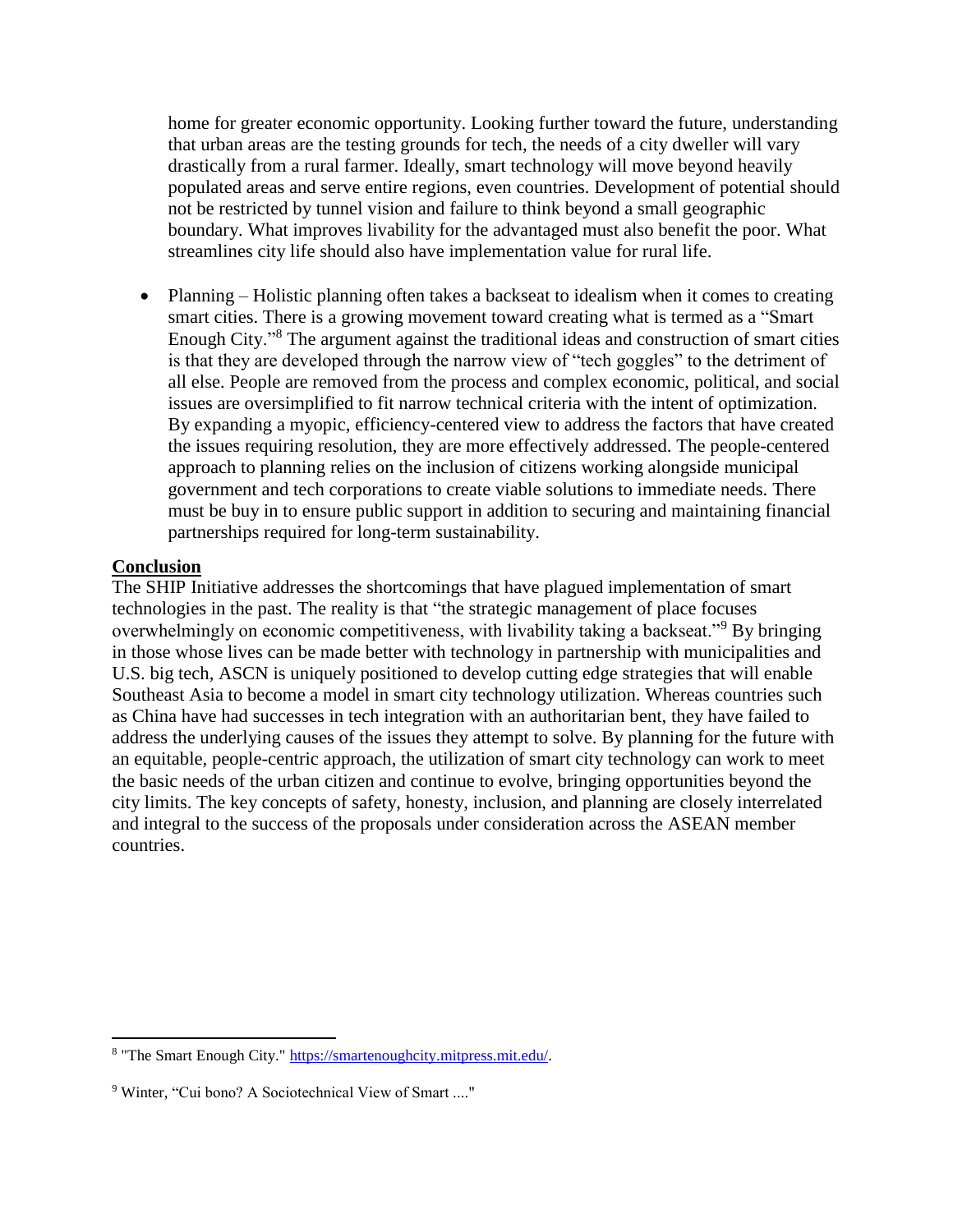home for greater economic opportunity. Looking further toward the future, understanding that urban areas are the testing grounds for tech, the needs of a city dweller will vary drastically from a rural farmer. Ideally, smart technology will move beyond heavily populated areas and serve entire regions, even countries. Development of potential should not be restricted by tunnel vision and failure to think beyond a small geographic boundary. What improves livability for the advantaged must also benefit the poor. What streamlines city life should also have implementation value for rural life.

- Planning – Holistic planning often takes a backseat to idealism when it comes to creating smart cities. There is a growing movement toward creating what is termed as a "Smart Enough City."[8] The argument against the traditional ideas and construction of smart cities is that they are developed through the narrow view of "tech goggles" to the detriment of all else. People are removed from the process and complex economic, political, and social issues are oversimplified to fit narrow technical criteria with the intent of optimization. By expanding a myopic, efficiency-centered view to address the factors that have created the issues requiring resolution, they are more effectively addressed. The people-centered approach to planning relies on the inclusion of citizens working alongside municipal government and tech corporations to create viable solutions to immediate needs. There must be buy in to ensure public support in addition to securing and maintaining financial partnerships required for long-term sustainability.

**Conclusion**

The SHIP Initiative addresses the shortcomings that have plagued implementation of smart technologies in the past. The reality is that "the strategic management of place focuses overwhelmingly on economic competitiveness, with livability taking a backseat."[9] By bringing in those whose lives can be made better with technology in partnership with municipalities and U.S. big tech, ASCN is uniquely positioned to develop cutting edge strategies that will enable Southeast Asia to become a model in smart city technology utilization. Whereas countries such as China have had successes in tech integration with an authoritarian bent, they have failed to address the underlying causes of the issues they attempt to solve. By planning for the future with an equitable, people-centric approach, the utilization of smart city technology can work to meet the basic needs of the urban citizen and continue to evolve, bringing opportunities beyond the city limits. The key concepts of safety, honesty, inclusion, and planning are closely interrelated and integral to the success of the proposals under consideration across the ASEAN member countries.

---

[8] "The Smart Enough City." https://smartenoughcity.mitpress.mit.edu/.

[9] Winter, "Cui bono? A Sociotechnical View of Smart ...."